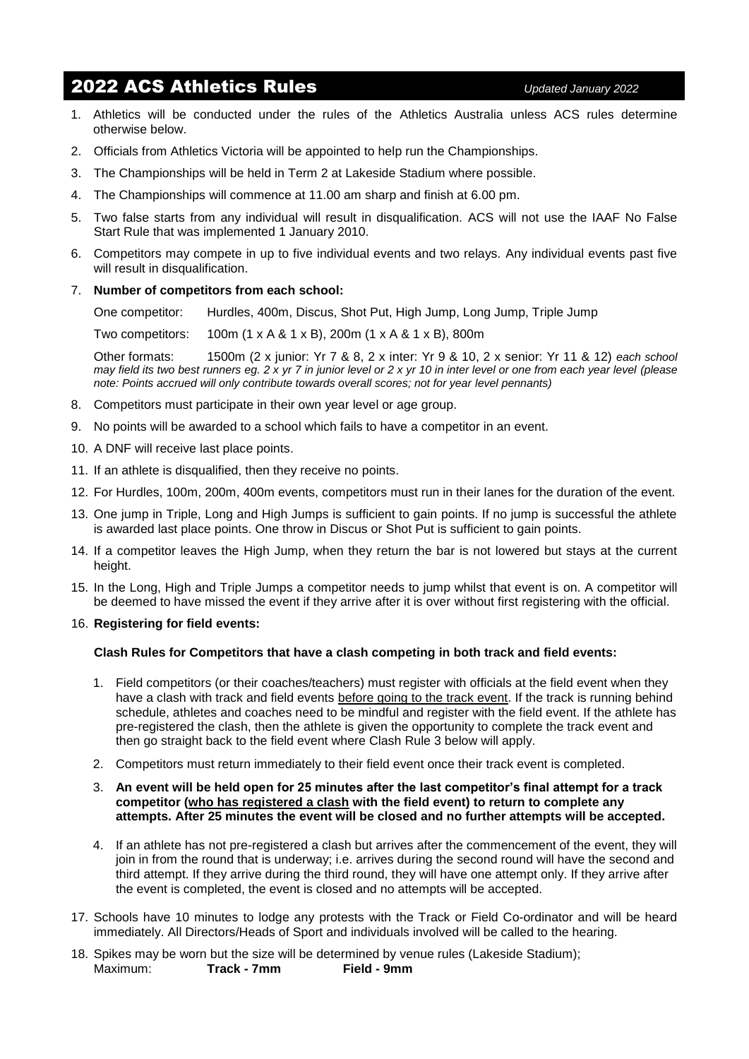# 2022 ACS Athletics Rules

*Updated January 2022*

1. Athletics will be conducted under the rules of the Athletics Australia unless ACS rules determine otherwise below.
2. Officials from Athletics Victoria will be appointed to help run the Championships.
3. The Championships will be held in Term 2 at Lakeside Stadium where possible.
4. The Championships will commence at 11.00 am sharp and finish at 6.00 pm.
5. Two false starts from any individual will result in disqualification. ACS will not use the IAAF No False Start Rule that was implemented 1 January 2010.
6. Competitors may compete in up to five individual events and two relays. Any individual events past five will result in disqualification.
7. **Number of competitors from each school:**

   One competitor: Hurdles, 400m, Discus, Shot Put, High Jump, Long Jump, Triple Jump

   Two competitors: 100m (1 x A & 1 x B), 200m (1 x A & 1 x B), 800m

   Other formats: 1500m (2 x junior: Yr 7 & 8, 2 x inter: Yr 9 & 10, 2 x senior: Yr 11 & 12) *each school may field its two best runners eg. 2 x yr 7 in junior level or 2 x yr 10 in inter level or one from each year level (please note: Points accrued will only contribute towards overall scores; not for year level pennants)*

8. Competitors must participate in their own year level or age group.
9. No points will be awarded to a school which fails to have a competitor in an event.
10. A DNF will receive last place points.
11. If an athlete is disqualified, then they receive no points.
12. For Hurdles, 100m, 200m, 400m events, competitors must run in their lanes for the duration of the event.
13. One jump in Triple, Long and High Jumps is sufficient to gain points. If no jump is successful the athlete is awarded last place points. One throw in Discus or Shot Put is sufficient to gain points.
14. If a competitor leaves the High Jump, when they return the bar is not lowered but stays at the current height.
15. In the Long, High and Triple Jumps a competitor needs to jump whilst that event is on. A competitor will be deemed to have missed the event if they arrive after it is over without first registering with the official.
16. **Registering for field events:**

    **Clash Rules for Competitors that have a clash competing in both track and field events:**

    1. Field competitors (or their coaches/teachers) must register with officials at the field event when they have a clash with track and field events before going to the track event. If the track is running behind schedule, athletes and coaches need to be mindful and register with the field event. If the athlete has pre-registered the clash, then the athlete is given the opportunity to complete the track event and then go straight back to the field event where Clash Rule 3 below will apply.
    2. Competitors must return immediately to their field event once their track event is completed.
    3. **An event will be held open for 25 minutes after the last competitor's final attempt for a track competitor (who has registered a clash with the field event) to return to complete any attempts. After 25 minutes the event will be closed and no further attempts will be accepted.**
    4. If an athlete has not pre-registered a clash but arrives after the commencement of the event, they will join in from the round that is underway; i.e. arrives during the second round will have the second and third attempt. If they arrive during the third round, they will have one attempt only. If they arrive after the event is completed, the event is closed and no attempts will be accepted.

17. Schools have 10 minutes to lodge any protests with the Track or Field Co-ordinator and will be heard immediately. All Directors/Heads of Sport and individuals involved will be called to the hearing.
18. Spikes may be worn but the size will be determined by venue rules (Lakeside Stadium);
    Maximum: **Track - 7mm** **Field - 9mm**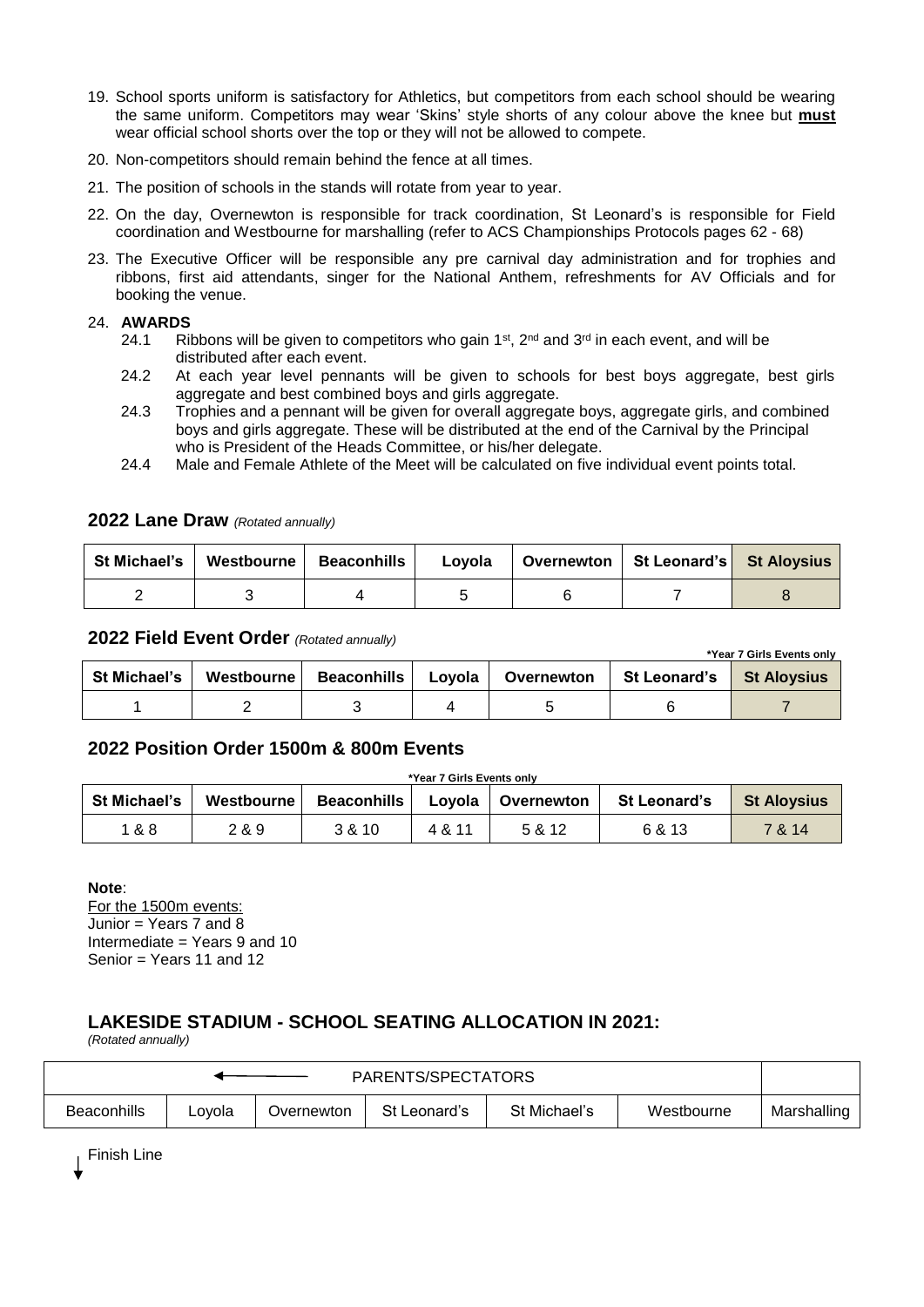19. School sports uniform is satisfactory for Athletics, but competitors from each school should be wearing the same uniform. Competitors may wear 'Skins' style shorts of any colour above the knee but **must** wear official school shorts over the top or they will not be allowed to compete.
20. Non-competitors should remain behind the fence at all times.
21. The position of schools in the stands will rotate from year to year.
22. On the day, Overnewton is responsible for track coordination, St Leonard's is responsible for Field coordination and Westbourne for marshalling (refer to ACS Championships Protocols pages 62 - 68)
23. The Executive Officer will be responsible any pre carnival day administration and for trophies and ribbons, first aid attendants, singer for the National Anthem, refreshments for AV Officials and for booking the venue.
24. **AWARDS**
    - 24.1 Ribbons will be given to competitors who gain 1st, 2nd and 3rd in each event, and will be distributed after each event.
    - 24.2 At each year level pennants will be given to schools for best boys aggregate, best girls aggregate and best combined boys and girls aggregate.
    - 24.3 Trophies and a pennant will be given for overall aggregate boys, aggregate girls, and combined boys and girls aggregate. These will be distributed at the end of the Carnival by the Principal who is President of the Heads Committee, or his/her delegate.
    - 24.4 Male and Female Athlete of the Meet will be calculated on five individual event points total.

## 2022 Lane Draw *(Rotated annually)*

| St Michael's | Westbourne | Beaconhills | Loyola | Overnewton | St Leonard's | St Aloysius |
|---|---|---|---|---|---|---|
| 2 | 3 | 4 | 5 | 6 | 7 | 8 |

## 2022 Field Event Order *(Rotated annually)*

**\*Year 7 Girls Events only**

| St Michael's | Westbourne | Beaconhills | Loyola | Overnewton | St Leonard's | St Aloysius |
|---|---|---|---|---|---|---|
| 1 | 2 | 3 | 4 | 5 | 6 | 7 |

## 2022 Position Order 1500m & 800m Events

**\*Year 7 Girls Events only**

| St Michael's | Westbourne | Beaconhills | Loyola | Overnewton | St Leonard's | St Aloysius |
|---|---|---|---|---|---|---|
| 1 & 8 | 2 & 9 | 3 & 10 | 4 & 11 | 5 & 12 | 6 & 13 | 7 & 14 |

**Note**:
For the 1500m events:
Junior = Years 7 and 8
Intermediate = Years 9 and 10
Senior = Years 11 and 12

## LAKESIDE STADIUM - SCHOOL SEATING ALLOCATION IN 2021:

*(Rotated annually)*

| ← PARENTS/SPECTATORS | | | | | | |
|---|---|---|---|---|---|---|
| Beaconhills | Loyola | Overnewton | St Leonard's | St Michael's | Westbourne | Marshalling |

Finish Line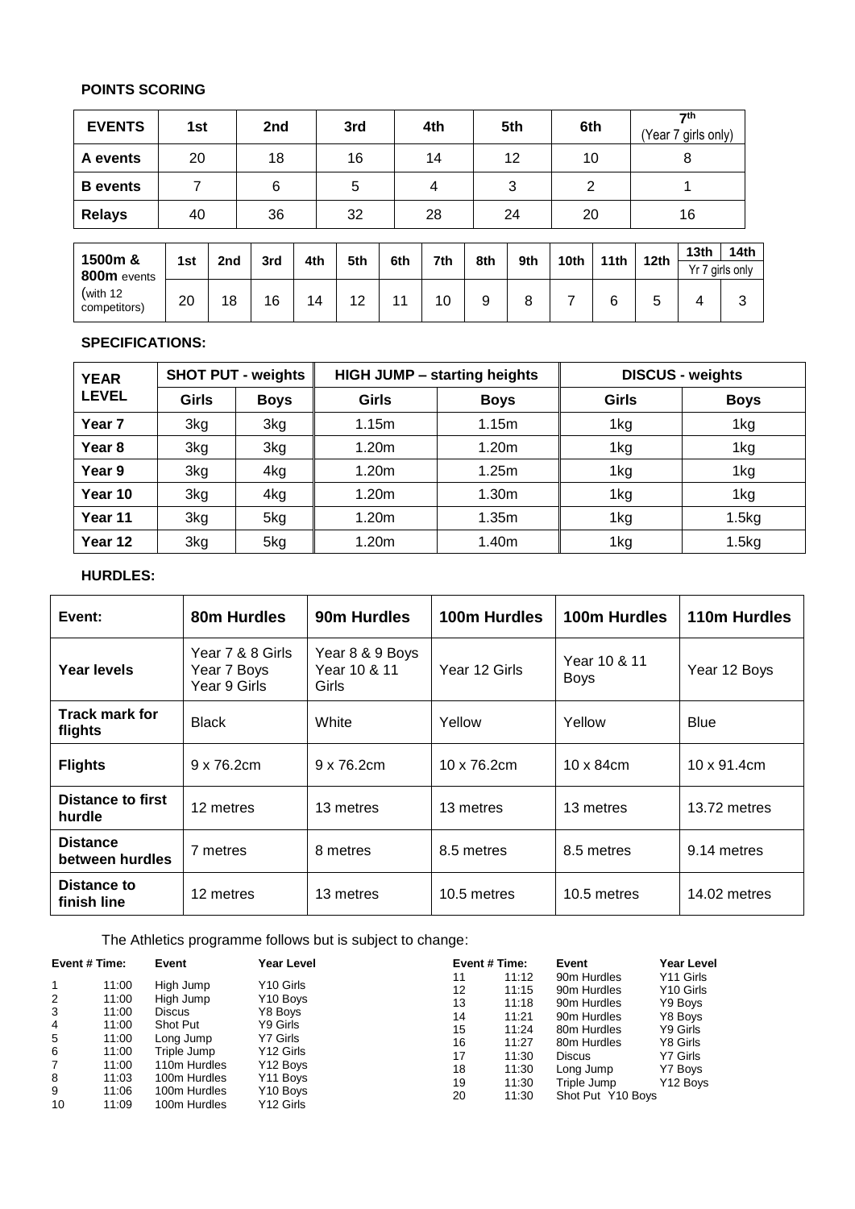**POINTS SCORING**

| EVENTS | 1st | 2nd | 3rd | 4th | 5th | 6th | 7th (Year 7 girls only) |
|---|---|---|---|---|---|---|---|
| A events | 20 | 18 | 16 | 14 | 12 | 10 | 8 |
| B events | 7 | 6 | 5 | 4 | 3 | 2 | 1 |
| Relays | 40 | 36 | 32 | 28 | 24 | 20 | 16 |

| 1500m & 800m events (with 12 competitors) | 1st | 2nd | 3rd | 4th | 5th | 6th | 7th | 8th | 9th | 10th | 11th | 12th | 13th (Yr 7 girls only) | 14th (Yr 7 girls only) |
|---|---|---|---|---|---|---|---|---|---|---|---|---|---|---|
| | 20 | 18 | 16 | 14 | 12 | 11 | 10 | 9 | 8 | 7 | 6 | 5 | 4 | 3 |

**SPECIFICATIONS:**

| YEAR LEVEL | SHOT PUT - weights | | HIGH JUMP – starting heights | | DISCUS - weights | |
|---|---|---|---|---|---|---|
| | Girls | Boys | Girls | Boys | Girls | Boys |
| Year 7 | 3kg | 3kg | 1.15m | 1.15m | 1kg | 1kg |
| Year 8 | 3kg | 3kg | 1.20m | 1.20m | 1kg | 1kg |
| Year 9 | 3kg | 4kg | 1.20m | 1.25m | 1kg | 1kg |
| Year 10 | 3kg | 4kg | 1.20m | 1.30m | 1kg | 1kg |
| Year 11 | 3kg | 5kg | 1.20m | 1.35m | 1kg | 1.5kg |
| Year 12 | 3kg | 5kg | 1.20m | 1.40m | 1kg | 1.5kg |

**HURDLES:**

| Event: | 80m Hurdles | 90m Hurdles | 100m Hurdles | 100m Hurdles | 110m Hurdles |
|---|---|---|---|---|---|
| Year levels | Year 7 & 8 Girls, Year 7 Boys, Year 9 Girls | Year 8 & 9 Boys, Year 10 & 11 Girls | Year 12 Girls | Year 10 & 11 Boys | Year 12 Boys |
| Track mark for flights | Black | White | Yellow | Yellow | Blue |
| Flights | 9 x 76.2cm | 9 x 76.2cm | 10 x 76.2cm | 10 x 84cm | 10 x 91.4cm |
| Distance to first hurdle | 12 metres | 13 metres | 13 metres | 13 metres | 13.72 metres |
| Distance between hurdles | 7 metres | 8 metres | 8.5 metres | 8.5 metres | 9.14 metres |
| Distance to finish line | 12 metres | 13 metres | 10.5 metres | 10.5 metres | 14.02 metres |

The Athletics programme follows but is subject to change:

| Event # | Time: | Event | Year Level |
|---|---|---|---|
| 1 | 11:00 | High Jump | Y10 Girls |
| 2 | 11:00 | High Jump | Y10 Boys |
| 3 | 11:00 | Discus | Y8 Boys |
| 4 | 11:00 | Shot Put | Y9 Girls |
| 5 | 11:00 | Long Jump | Y7 Girls |
| 6 | 11:00 | Triple Jump | Y12 Girls |
| 7 | 11:00 | 110m Hurdles | Y12 Boys |
| 8 | 11:03 | 100m Hurdles | Y11 Boys |
| 9 | 11:06 | 100m Hurdles | Y10 Boys |
| 10 | 11:09 | 100m Hurdles | Y12 Girls |
| 11 | 11:12 | 90m Hurdles | Y11 Girls |
| 12 | 11:15 | 90m Hurdles | Y10 Girls |
| 13 | 11:18 | 90m Hurdles | Y9 Boys |
| 14 | 11:21 | 90m Hurdles | Y8 Boys |
| 15 | 11:24 | 80m Hurdles | Y9 Girls |
| 16 | 11:27 | 80m Hurdles | Y8 Girls |
| 17 | 11:30 | Discus | Y7 Girls |
| 18 | 11:30 | Long Jump | Y7 Boys |
| 19 | 11:30 | Triple Jump | Y12 Boys |
| 20 | 11:30 | Shot Put Y10 Boys | |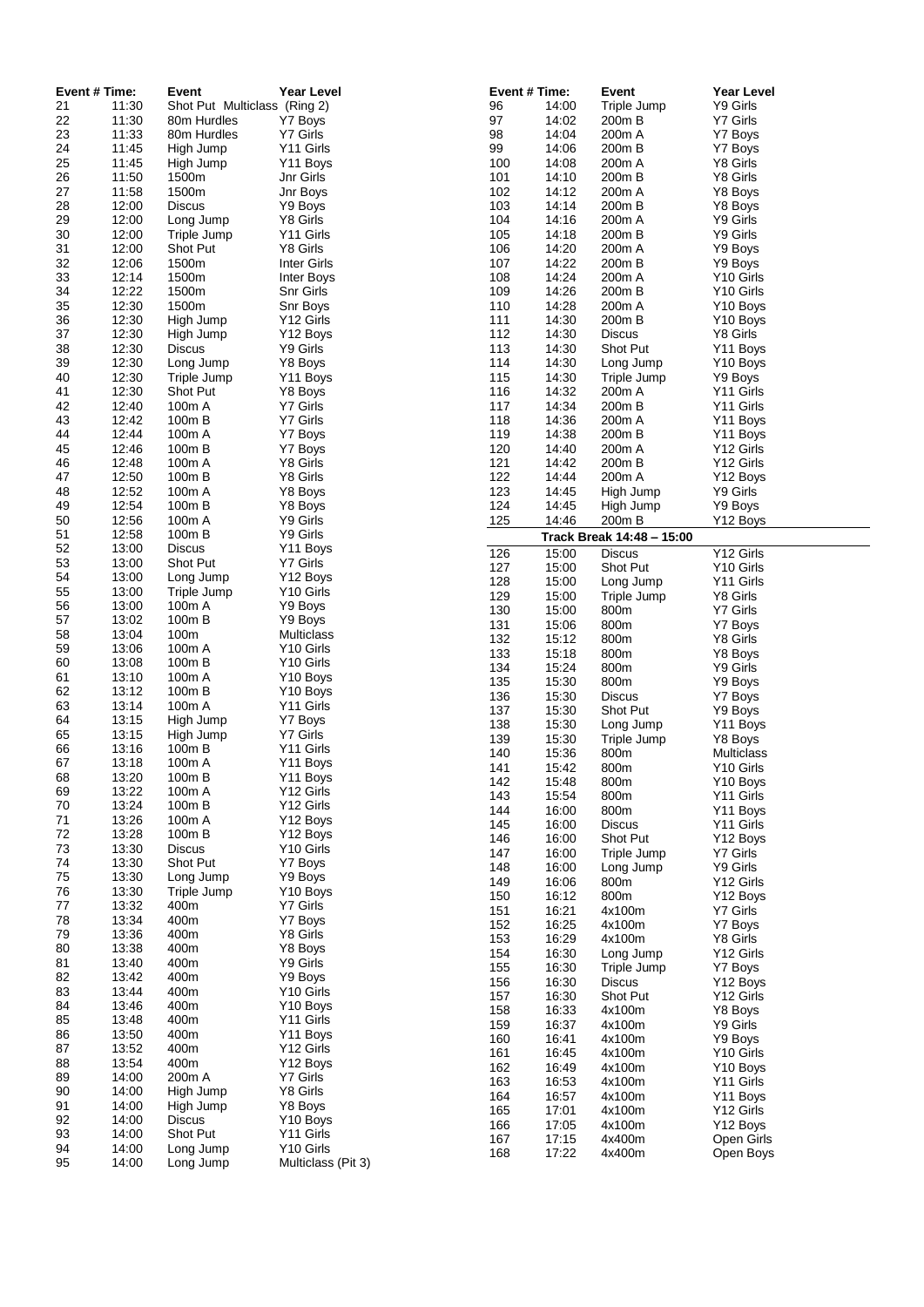| Event # | Time: | Event | Year Level |
|---|---|---|---|
| 21 | 11:30 | Shot Put Multiclass (Ring 2) | |
| 22 | 11:30 | 80m Hurdles | Y7 Boys |
| 23 | 11:33 | 80m Hurdles | Y7 Girls |
| 24 | 11:45 | High Jump | Y11 Girls |
| 25 | 11:45 | High Jump | Y11 Boys |
| 26 | 11:50 | 1500m | Jnr Girls |
| 27 | 11:58 | 1500m | Jnr Boys |
| 28 | 12:00 | Discus | Y9 Boys |
| 29 | 12:00 | Long Jump | Y8 Girls |
| 30 | 12:00 | Triple Jump | Y11 Girls |
| 31 | 12:00 | Shot Put | Y8 Girls |
| 32 | 12:06 | 1500m | Inter Girls |
| 33 | 12:14 | 1500m | Inter Boys |
| 34 | 12:22 | 1500m | Snr Girls |
| 35 | 12:30 | 1500m | Snr Boys |
| 36 | 12:30 | High Jump | Y12 Girls |
| 37 | 12:30 | High Jump | Y12 Boys |
| 38 | 12:30 | Discus | Y9 Girls |
| 39 | 12:30 | Long Jump | Y8 Boys |
| 40 | 12:30 | Triple Jump | Y11 Boys |
| 41 | 12:30 | Shot Put | Y8 Boys |
| 42 | 12:40 | 100m A | Y7 Girls |
| 43 | 12:42 | 100m B | Y7 Girls |
| 44 | 12:44 | 100m A | Y7 Boys |
| 45 | 12:46 | 100m B | Y7 Boys |
| 46 | 12:48 | 100m A | Y8 Girls |
| 47 | 12:50 | 100m B | Y8 Girls |
| 48 | 12:52 | 100m A | Y8 Boys |
| 49 | 12:54 | 100m B | Y8 Boys |
| 50 | 12:56 | 100m A | Y9 Girls |
| 51 | 12:58 | 100m B | Y9 Girls |
| 52 | 13:00 | Discus | Y11 Boys |
| 53 | 13:00 | Shot Put | Y7 Girls |
| 54 | 13:00 | Long Jump | Y12 Boys |
| 55 | 13:00 | Triple Jump | Y10 Girls |
| 56 | 13:00 | 100m A | Y9 Boys |
| 57 | 13:02 | 100m B | Y9 Boys |
| 58 | 13:04 | 100m | Multiclass |
| 59 | 13:06 | 100m A | Y10 Girls |
| 60 | 13:08 | 100m B | Y10 Girls |
| 61 | 13:10 | 100m A | Y10 Boys |
| 62 | 13:12 | 100m B | Y10 Boys |
| 63 | 13:14 | 100m A | Y11 Girls |
| 64 | 13:15 | High Jump | Y7 Boys |
| 65 | 13:15 | High Jump | Y7 Girls |
| 66 | 13:16 | 100m B | Y11 Girls |
| 67 | 13:18 | 100m A | Y11 Boys |
| 68 | 13:20 | 100m B | Y11 Boys |
| 69 | 13:22 | 100m A | Y12 Girls |
| 70 | 13:24 | 100m B | Y12 Girls |
| 71 | 13:26 | 100m A | Y12 Boys |
| 72 | 13:28 | 100m B | Y12 Boys |
| 73 | 13:30 | Discus | Y10 Girls |
| 74 | 13:30 | Shot Put | Y7 Boys |
| 75 | 13:30 | Long Jump | Y9 Boys |
| 76 | 13:30 | Triple Jump | Y10 Boys |
| 77 | 13:32 | 400m | Y7 Girls |
| 78 | 13:34 | 400m | Y7 Boys |
| 79 | 13:36 | 400m | Y8 Girls |
| 80 | 13:38 | 400m | Y8 Boys |
| 81 | 13:40 | 400m | Y9 Girls |
| 82 | 13:42 | 400m | Y9 Boys |
| 83 | 13:44 | 400m | Y10 Girls |
| 84 | 13:46 | 400m | Y10 Boys |
| 85 | 13:48 | 400m | Y11 Girls |
| 86 | 13:50 | 400m | Y11 Boys |
| 87 | 13:52 | 400m | Y12 Girls |
| 88 | 13:54 | 400m | Y12 Boys |
| 89 | 14:00 | 200m A | Y7 Girls |
| 90 | 14:00 | High Jump | Y8 Girls |
| 91 | 14:00 | High Jump | Y8 Boys |
| 92 | 14:00 | Discus | Y10 Boys |
| 93 | 14:00 | Shot Put | Y11 Girls |
| 94 | 14:00 | Long Jump | Y10 Girls |
| 95 | 14:00 | Long Jump | Multiclass (Pit 3) |

| Event # | Time: | Event | Year Level |
|---|---|---|---|
| 96 | 14:00 | Triple Jump | Y9 Girls |
| 97 | 14:02 | 200m B | Y7 Girls |
| 98 | 14:04 | 200m A | Y7 Boys |
| 99 | 14:06 | 200m B | Y7 Boys |
| 100 | 14:08 | 200m A | Y8 Girls |
| 101 | 14:10 | 200m B | Y8 Girls |
| 102 | 14:12 | 200m A | Y8 Boys |
| 103 | 14:14 | 200m B | Y8 Boys |
| 104 | 14:16 | 200m A | Y9 Girls |
| 105 | 14:18 | 200m B | Y9 Girls |
| 106 | 14:20 | 200m A | Y9 Boys |
| 107 | 14:22 | 200m B | Y9 Boys |
| 108 | 14:24 | 200m A | Y10 Girls |
| 109 | 14:26 | 200m B | Y10 Girls |
| 110 | 14:28 | 200m A | Y10 Boys |
| 111 | 14:30 | 200m B | Y10 Boys |
| 112 | 14:30 | Discus | Y8 Girls |
| 113 | 14:30 | Shot Put | Y11 Boys |
| 114 | 14:30 | Long Jump | Y10 Boys |
| 115 | 14:30 | Triple Jump | Y9 Boys |
| 116 | 14:32 | 200m A | Y11 Girls |
| 117 | 14:34 | 200m B | Y11 Girls |
| 118 | 14:36 | 200m A | Y11 Boys |
| 119 | 14:38 | 200m B | Y11 Boys |
| 120 | 14:40 | 200m A | Y12 Girls |
| 121 | 14:42 | 200m B | Y12 Girls |
| 122 | 14:44 | 200m A | Y12 Boys |
| 123 | 14:45 | High Jump | Y9 Girls |
| 124 | 14:45 | High Jump | Y9 Boys |
| 125 | 14:46 | 200m B | Y12 Boys |
| | | **Track Break 14:48 – 15:00** | |
| 126 | 15:00 | Discus | Y12 Girls |
| 127 | 15:00 | Shot Put | Y10 Girls |
| 128 | 15:00 | Long Jump | Y11 Girls |
| 129 | 15:00 | Triple Jump | Y8 Girls |
| 130 | 15:00 | 800m | Y7 Girls |
| 131 | 15:06 | 800m | Y7 Boys |
| 132 | 15:12 | 800m | Y8 Girls |
| 133 | 15:18 | 800m | Y8 Boys |
| 134 | 15:24 | 800m | Y9 Girls |
| 135 | 15:30 | 800m | Y9 Boys |
| 136 | 15:30 | Discus | Y7 Boys |
| 137 | 15:30 | Shot Put | Y9 Boys |
| 138 | 15:30 | Long Jump | Y11 Boys |
| 139 | 15:30 | Triple Jump | Y8 Boys |
| 140 | 15:36 | 800m | Multiclass |
| 141 | 15:42 | 800m | Y10 Girls |
| 142 | 15:48 | 800m | Y10 Boys |
| 143 | 15:54 | 800m | Y11 Girls |
| 144 | 16:00 | 800m | Y11 Boys |
| 145 | 16:00 | Discus | Y11 Girls |
| 146 | 16:00 | Shot Put | Y12 Boys |
| 147 | 16:00 | Triple Jump | Y7 Girls |
| 148 | 16:00 | Long Jump | Y9 Girls |
| 149 | 16:06 | 800m | Y12 Girls |
| 150 | 16:12 | 800m | Y12 Boys |
| 151 | 16:21 | 4x100m | Y7 Girls |
| 152 | 16:25 | 4x100m | Y7 Boys |
| 153 | 16:29 | 4x100m | Y8 Girls |
| 154 | 16:30 | Long Jump | Y12 Girls |
| 155 | 16:30 | Triple Jump | Y7 Boys |
| 156 | 16:30 | Discus | Y12 Boys |
| 157 | 16:30 | Shot Put | Y12 Girls |
| 158 | 16:33 | 4x100m | Y8 Boys |
| 159 | 16:37 | 4x100m | Y9 Girls |
| 160 | 16:41 | 4x100m | Y9 Boys |
| 161 | 16:45 | 4x100m | Y10 Girls |
| 162 | 16:49 | 4x100m | Y10 Boys |
| 163 | 16:53 | 4x100m | Y11 Girls |
| 164 | 16:57 | 4x100m | Y11 Boys |
| 165 | 17:01 | 4x100m | Y12 Girls |
| 166 | 17:05 | 4x100m | Y12 Boys |
| 167 | 17:15 | 4x400m | Open Girls |
| 168 | 17:22 | 4x400m | Open Boys |